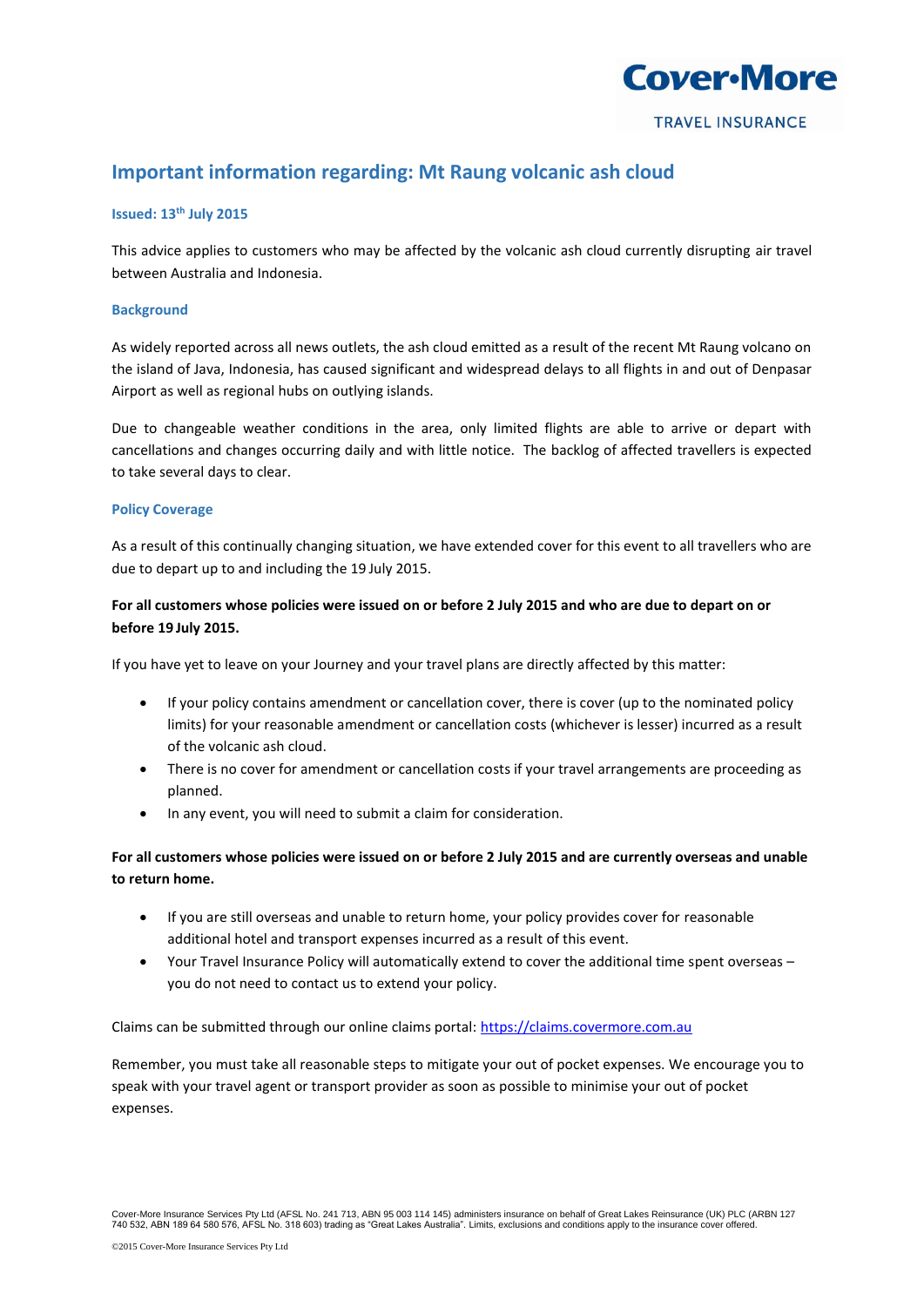Cover-More

TRAVEL INSURANCE

# Important information regarding: Mt Raung volcanic ash cloud

**Issued: 13th July 2015**

This advice applies to customers who may be affected by the volcanic ash cloud currently disrupting air travel between Australia and Indonesia.

### Background

As widely reported across all news outlets, the ash cloud emitted as a result of the recent Mt Raung volcano on the island of Java, Indonesia, has caused significant and widespread delays to all flights in and out of Denpasar Airport as well as regional hubs on outlying islands.

Due to changeable weather conditions in the area, only limited flights are able to arrive or depart with cancellations and changes occurring daily and with little notice. The backlog of affected travellers is expected to take several days to clear.

### Policy Coverage

As a result of this continually changing situation, we have extended cover for this event to all travellers who are due to depart up to and including the 19 July 2015.

**For all customers whose policies were issued on or before 2 July 2015 and who are due to depart on or before 19 July 2015.**

If you have yet to leave on your Journey and your travel plans are directly affected by this matter:

- If your policy contains amendment or cancellation cover, there is cover (up to the nominated policy limits) for your reasonable amendment or cancellation costs (whichever is lesser) incurred as a result of the volcanic ash cloud.
- There is no cover for amendment or cancellation costs if your travel arrangements are proceeding as planned.
- In any event, you will need to submit a claim for consideration.

**For all customers whose policies were issued on or before 2 July 2015 and are currently overseas and unable to return home.**

- If you are still overseas and unable to return home, your policy provides cover for reasonable additional hotel and transport expenses incurred as a result of this event.
- Your Travel Insurance Policy will automatically extend to cover the additional time spent overseas – you do not need to contact us to extend your policy.

Claims can be submitted through our online claims portal: https://claims.covermore.com.au

Remember, you must take all reasonable steps to mitigate your out of pocket expenses. We encourage you to speak with your travel agent or transport provider as soon as possible to minimise your out of pocket expenses.

Cover-More Insurance Services Pty Ltd (AFSL No. 241 713, ABN 95 003 114 145) administers insurance on behalf of Great Lakes Reinsurance (UK) PLC (ARBN 127 740 532, ABN 189 64 580 576, AFSL No. 318 603) trading as "Great Lakes Australia". Limits, exclusions and conditions apply to the insurance cover offered.

©2015 Cover-More Insurance Services Pty Ltd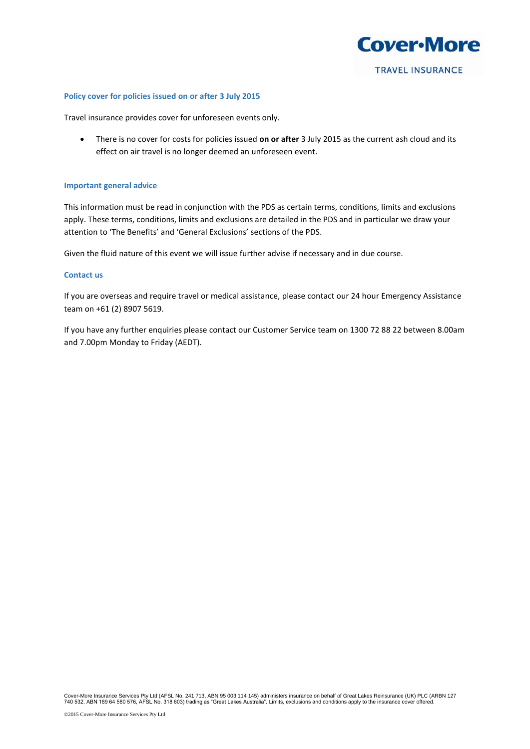### Policy cover for policies issued on or after 3 July 2015

Travel insurance provides cover for unforeseen events only.

- There is no cover for costs for policies issued **on or after** 3 July 2015 as the current ash cloud and its effect on air travel is no longer deemed an unforeseen event.

### Important general advice

This information must be read in conjunction with the PDS as certain terms, conditions, limits and exclusions apply. These terms, conditions, limits and exclusions are detailed in the PDS and in particular we draw your attention to 'The Benefits' and 'General Exclusions' sections of the PDS.

Given the fluid nature of this event we will issue further advise if necessary and in due course.

### Contact us

If you are overseas and require travel or medical assistance, please contact our 24 hour Emergency Assistance team on +61 (2) 8907 5619.

If you have any further enquiries please contact our Customer Service team on 1300 72 88 22 between 8.00am and 7.00pm Monday to Friday (AEDT).

Cover-More Insurance Services Pty Ltd (AFSL No. 241 713, ABN 95 003 114 145) administers insurance on behalf of Great Lakes Reinsurance (UK) PLC (ARBN 127 740 532, ABN 189 64 580 576, AFSL No. 318 603) trading as "Great Lakes Australia". Limits, exclusions and conditions apply to the insurance cover offered.

©2015 Cover-More Insurance Services Pty Ltd